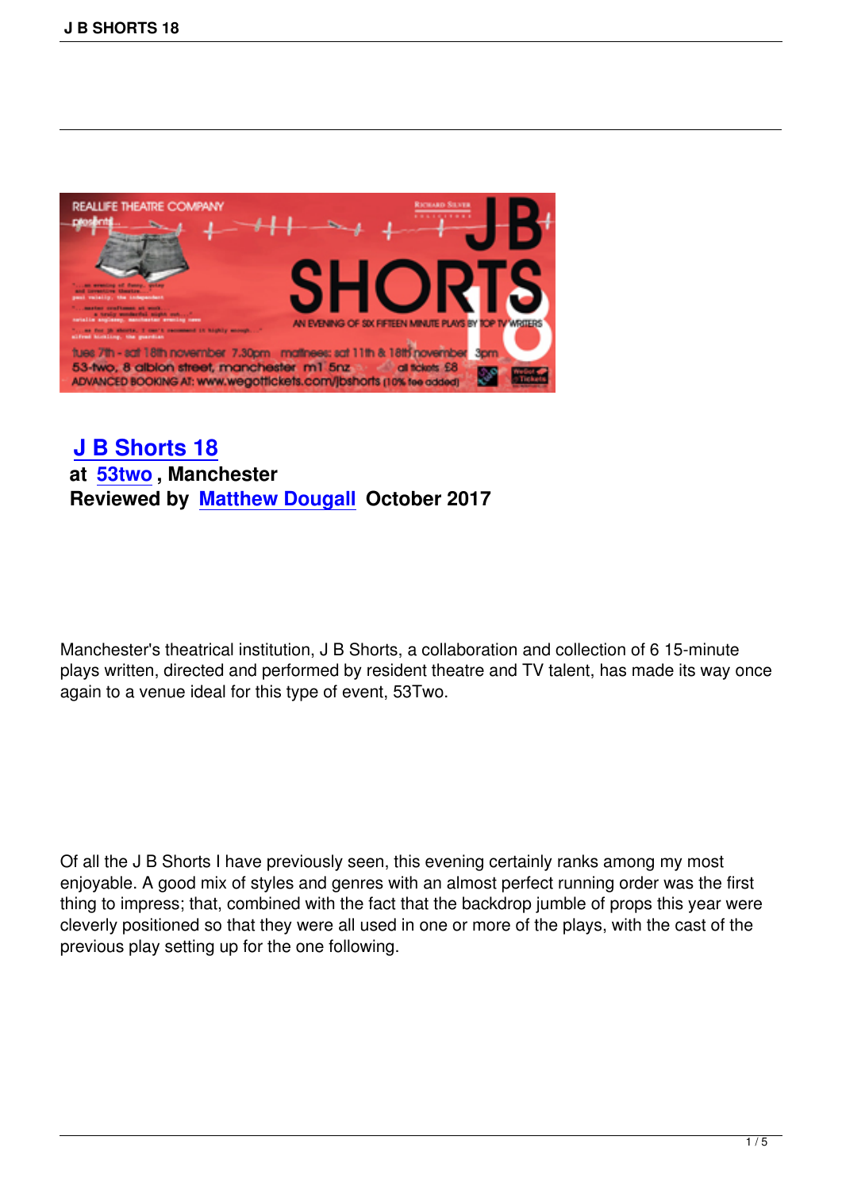# J B Shorts 18

**at 53two , Manchester**
**Reviewed by Matthew Dougall October 2017**

Manchester's theatrical institution, J B Shorts, a collaboration and collection of 6 15-minute plays written, directed and performed by resident theatre and TV talent, has made its way once again to a venue ideal for this type of event, 53Two.

Of all the J B Shorts I have previously seen, this evening certainly ranks among my most enjoyable. A good mix of styles and genres with an almost perfect running order was the first thing to impress; that, combined with the fact that the backdrop jumble of props this year were cleverly positioned so that they were all used in one or more of the plays, with the cast of the previous play setting up for the one following.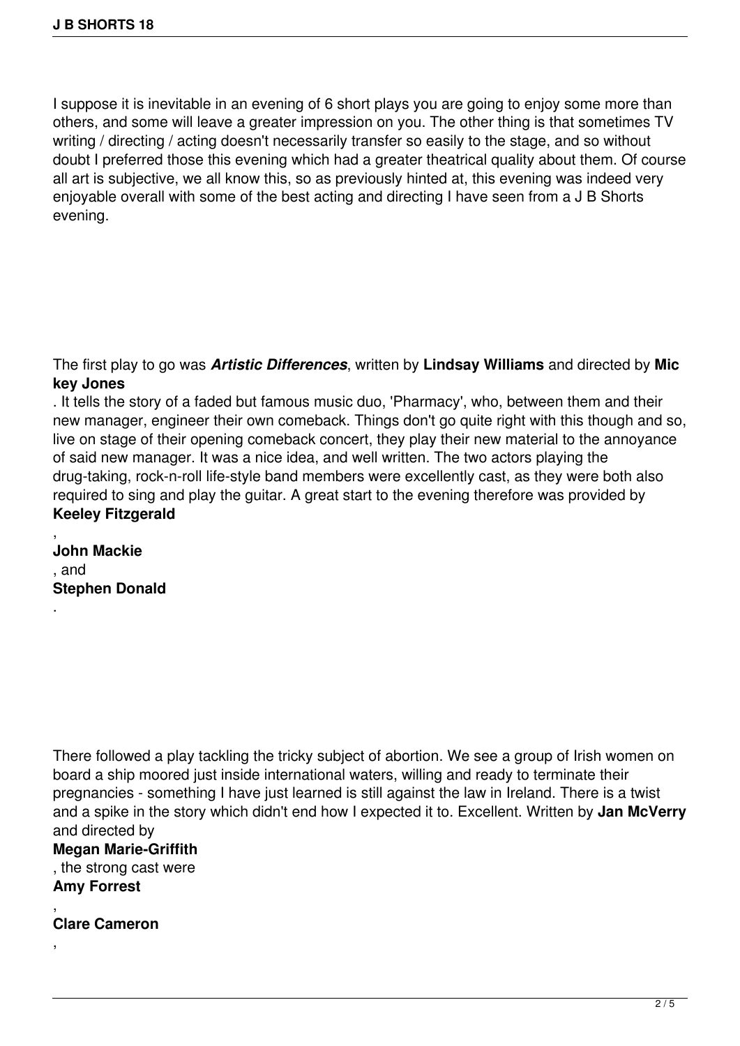I suppose it is inevitable in an evening of 6 short plays you are going to enjoy some more than others, and some will leave a greater impression on you. The other thing is that sometimes TV writing / directing / acting doesn't necessarily transfer so easily to the stage, and so without doubt I preferred those this evening which had a greater theatrical quality about them. Of course all art is subjective, we all know this, so as previously hinted at, this evening was indeed very enjoyable overall with some of the best acting and directing I have seen from a J B Shorts evening.

The first play to go was ***Artistic Differences***, written by **Lindsay Williams** and directed by **Mickey Jones**. It tells the story of a faded but famous music duo, 'Pharmacy', who, between them and their new manager, engineer their own comeback. Things don't go quite right with this though and so, live on stage of their opening comeback concert, they play their new material to the annoyance of said new manager. It was a nice idea, and well written. The two actors playing the drug-taking, rock-n-roll life-style band members were excellently cast, as they were both also required to sing and play the guitar. A great start to the evening therefore was provided by **Keeley Fitzgerald**, **John Mackie**, and **Stephen Donald**.

There followed a play tackling the tricky subject of abortion. We see a group of Irish women on board a ship moored just inside international waters, willing and ready to terminate their pregnancies - something I have just learned is still against the law in Ireland. There is a twist and a spike in the story which didn't end how I expected it to. Excellent. Written by **Jan McVerry** and directed by **Megan Marie-Griffith**, the strong cast were **Amy Forrest**, **Clare Cameron**,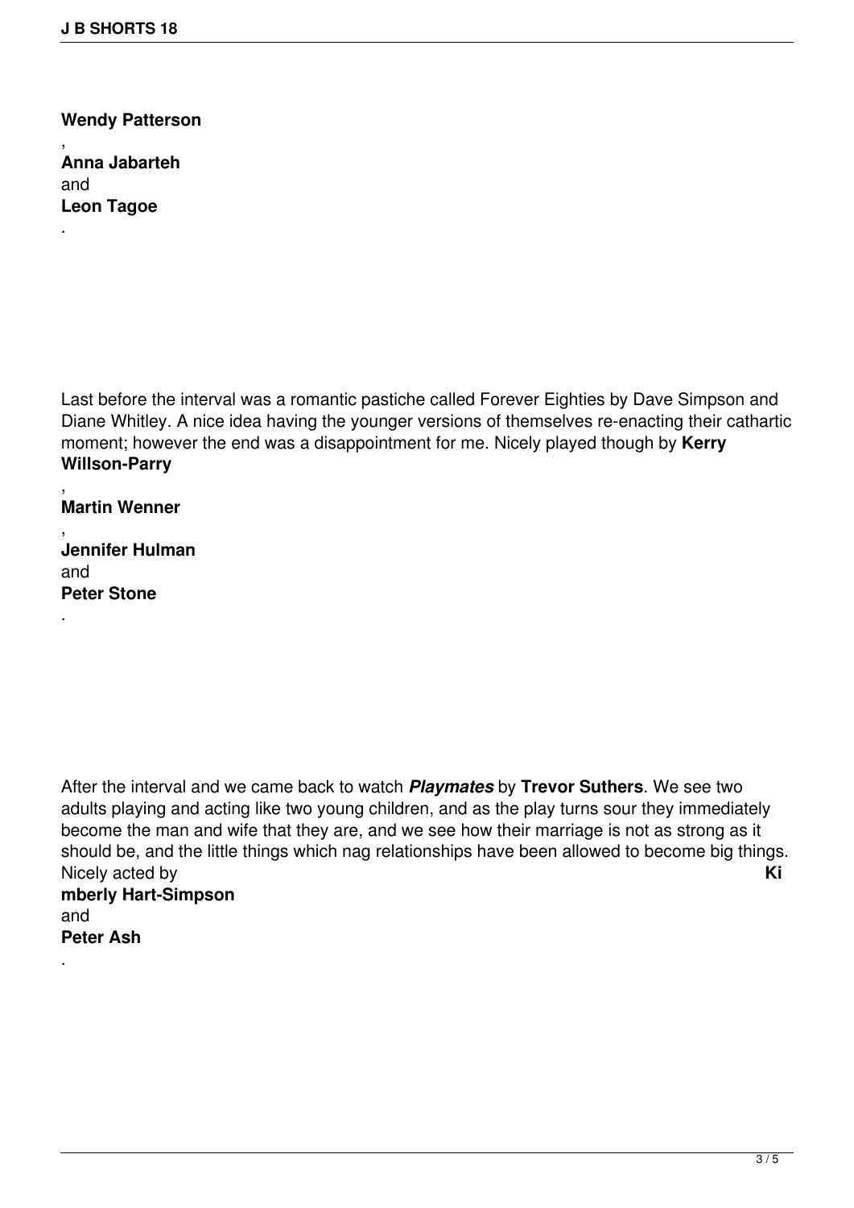**Wendy Patterson**, **Anna Jabarteh** and **Leon Tagoe**.

Last before the interval was a romantic pastiche called Forever Eighties by Dave Simpson and Diane Whitley. A nice idea having the younger versions of themselves re-enacting their cathartic moment; however the end was a disappointment for me. Nicely played though by **Kerry Willson-Parry**, **Martin Wenner**, **Jennifer Hulman** and **Peter Stone**.

After the interval and we came back to watch ***Playmates*** by **Trevor Suthers**. We see two adults playing and acting like two young children, and as the play turns sour they immediately become the man and wife that they are, and we see how their marriage is not as strong as it should be, and the little things which nag relationships have been allowed to become big things. Nicely acted by **Kimberly Hart-Simpson** and **Peter Ash**.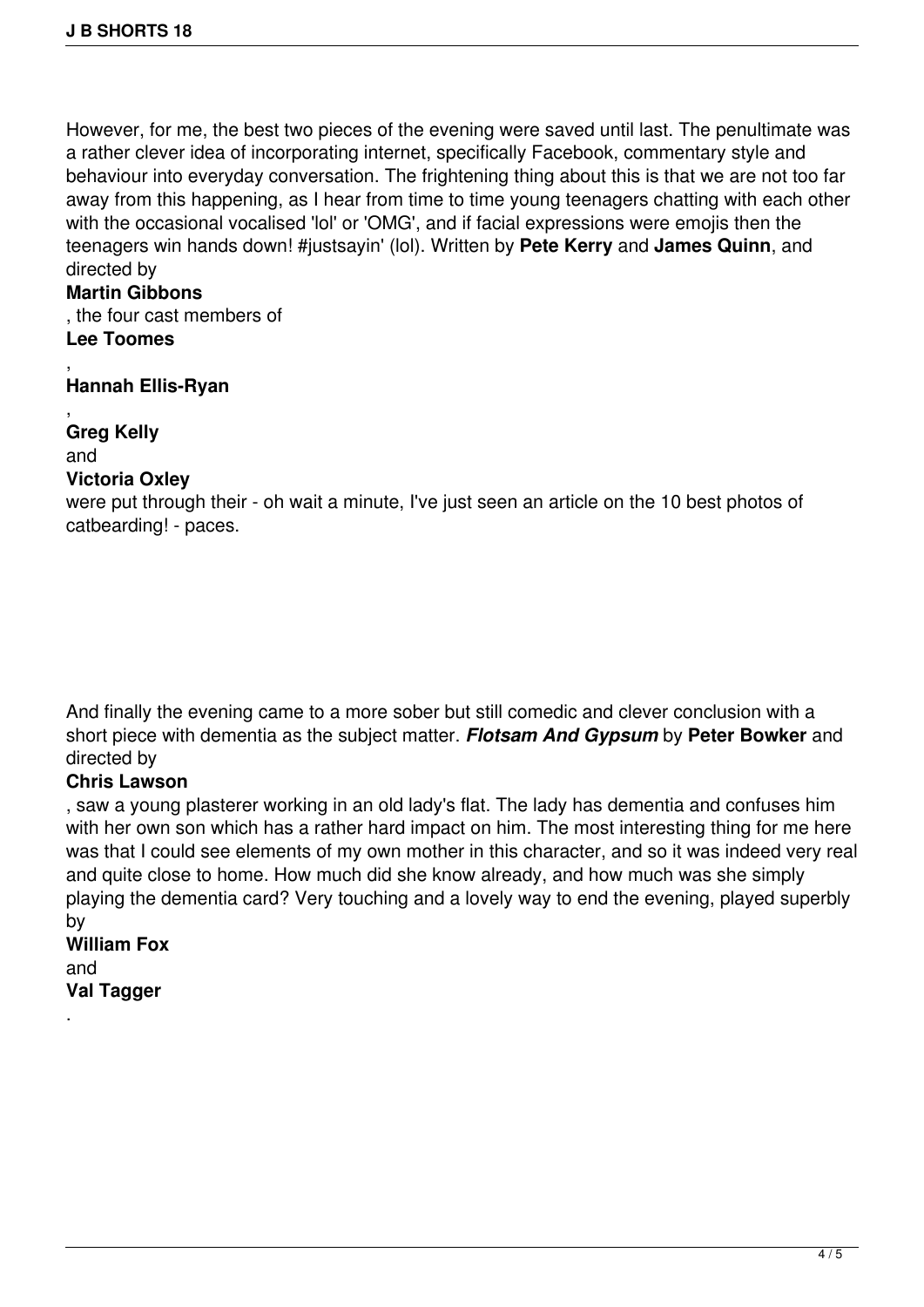However, for me, the best two pieces of the evening were saved until last. The penultimate was a rather clever idea of incorporating internet, specifically Facebook, commentary style and behaviour into everyday conversation. The frightening thing about this is that we are not too far away from this happening, as I hear from time to time young teenagers chatting with each other with the occasional vocalised 'lol' or 'OMG', and if facial expressions were emojis then the teenagers win hands down! #justsayin' (lol). Written by **Pete Kerry** and **James Quinn**, and directed by **Martin Gibbons**, the four cast members of **Lee Toomes**, **Hannah Ellis-Ryan**, **Greg Kelly** and **Victoria Oxley** were put through their - oh wait a minute, I've just seen an article on the 10 best photos of catbearding! - paces.

And finally the evening came to a more sober but still comedic and clever conclusion with a short piece with dementia as the subject matter. ***Flotsam And Gypsum*** by **Peter Bowker** and directed by **Chris Lawson**, saw a young plasterer working in an old lady's flat. The lady has dementia and confuses him with her own son which has a rather hard impact on him. The most interesting thing for me here was that I could see elements of my own mother in this character, and so it was indeed very real and quite close to home. How much did she know already, and how much was she simply playing the dementia card? Very touching and a lovely way to end the evening, played superbly by **William Fox** and **Val Tagger**.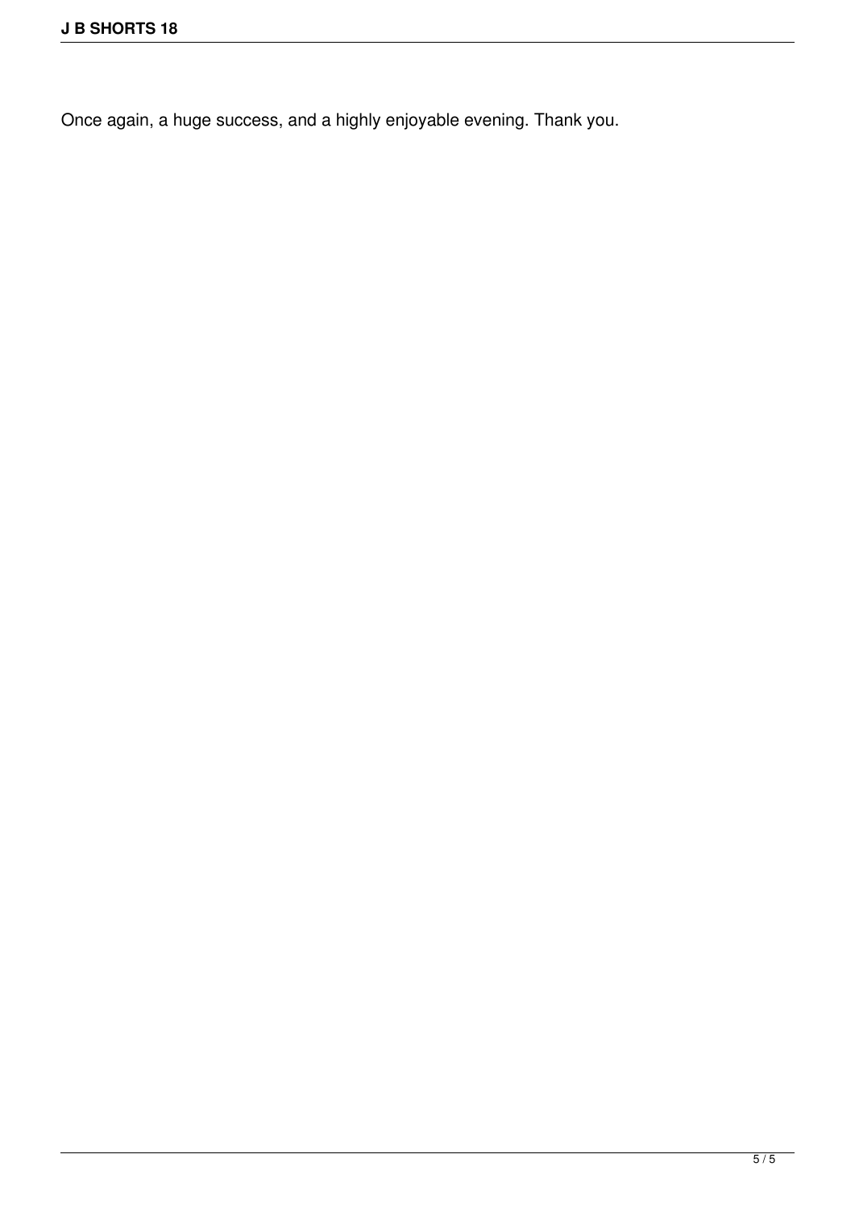Once again, a huge success, and a highly enjoyable evening. Thank you.